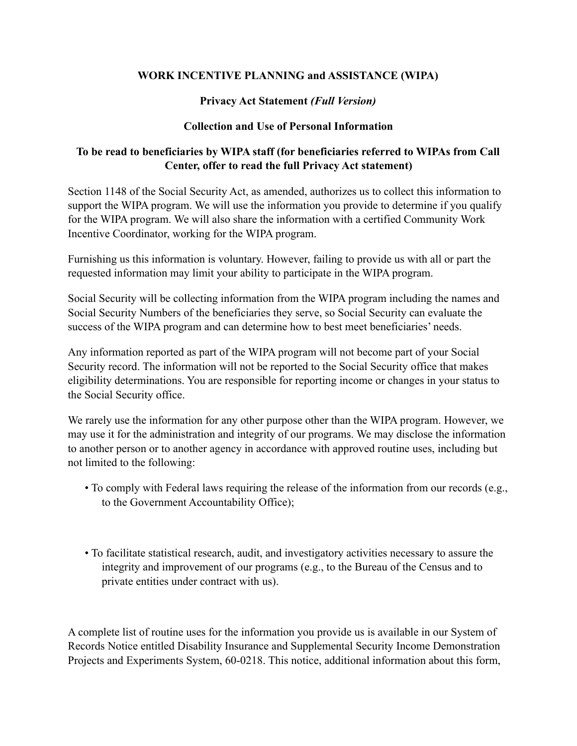# WORK INCENTIVE PLANNING and ASSISTANCE (WIPA)

## Privacy Act Statement *(Full Version)*

## Collection and Use of Personal Information

**To be read to beneficiaries by WIPA staff (for beneficiaries referred to WIPAs from Call Center, offer to read the full Privacy Act statement)**

Section 1148 of the Social Security Act, as amended, authorizes us to collect this information to support the WIPA program. We will use the information you provide to determine if you qualify for the WIPA program. We will also share the information with a certified Community Work Incentive Coordinator, working for the WIPA program.

Furnishing us this information is voluntary. However, failing to provide us with all or part the requested information may limit your ability to participate in the WIPA program.

Social Security will be collecting information from the WIPA program including the names and Social Security Numbers of the beneficiaries they serve, so Social Security can evaluate the success of the WIPA program and can determine how to best meet beneficiaries' needs.

Any information reported as part of the WIPA program will not become part of your Social Security record. The information will not be reported to the Social Security office that makes eligibility determinations. You are responsible for reporting income or changes in your status to the Social Security office.

We rarely use the information for any other purpose other than the WIPA program. However, we may use it for the administration and integrity of our programs. We may disclose the information to another person or to another agency in accordance with approved routine uses, including but not limited to the following:

- To comply with Federal laws requiring the release of the information from our records (e.g., to the Government Accountability Office);
- To facilitate statistical research, audit, and investigatory activities necessary to assure the integrity and improvement of our programs (e.g., to the Bureau of the Census and to private entities under contract with us).

A complete list of routine uses for the information you provide us is available in our System of Records Notice entitled Disability Insurance and Supplemental Security Income Demonstration Projects and Experiments System, 60-0218. This notice, additional information about this form,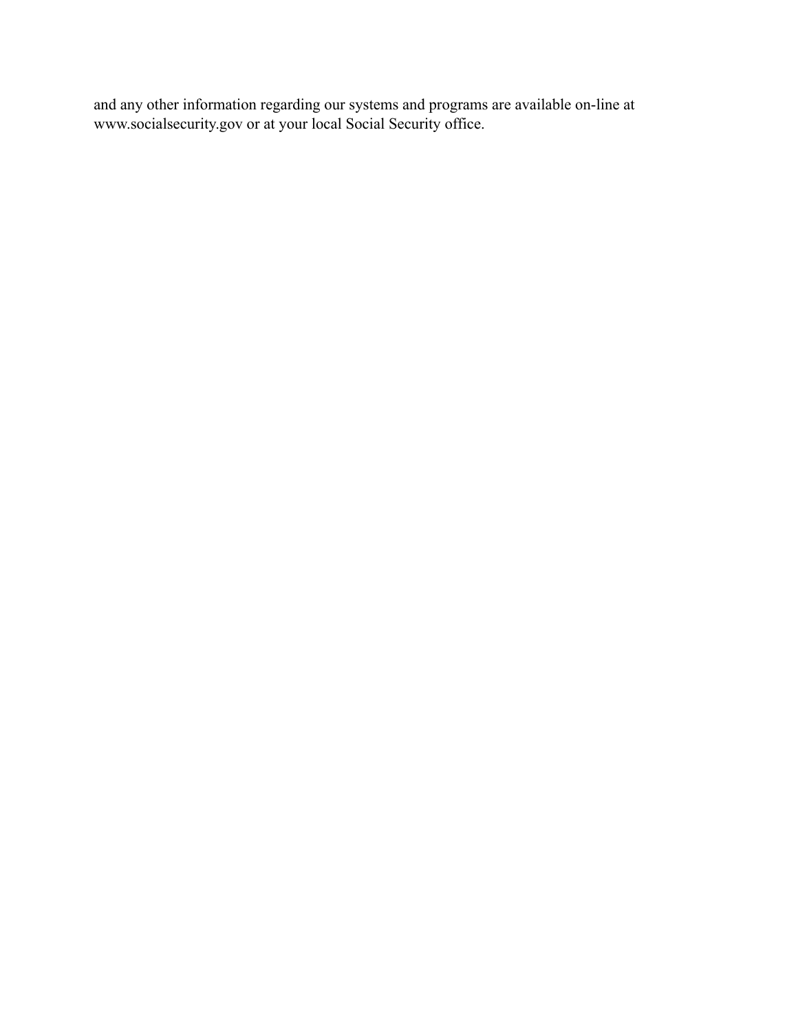and any other information regarding our systems and programs are available on-line at www.socialsecurity.gov or at your local Social Security office.